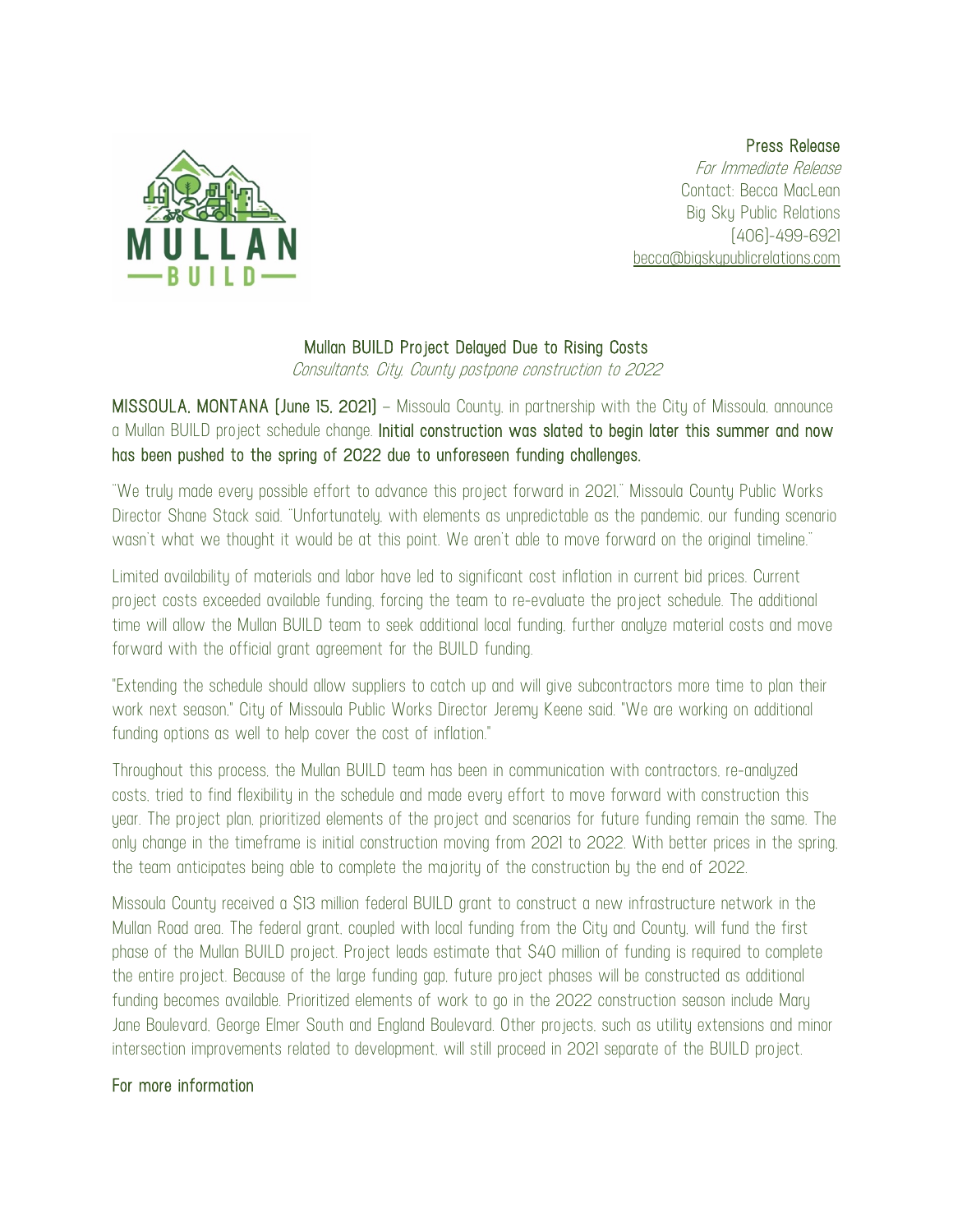**Press Release**
*For Immediate Release*
Contact: Becca MacLean
Big Sky Public Relations
(406)-499-6921
becca@bigskypublicrelations.com

## Mullan BUILD Project Delayed Due to Rising Costs

*Consultants, City, County postpone construction to 2022*

**MISSOULA, MONTANA (June 15, 2021)** – Missoula County, in partnership with the City of Missoula, announce a Mullan BUILD project schedule change. **Initial construction was slated to begin later this summer and now has been pushed to the spring of 2022 due to unforeseen funding challenges.**

"We truly made every possible effort to advance this project forward in 2021," Missoula County Public Works Director Shane Stack said. "Unfortunately, with elements as unpredictable as the pandemic, our funding scenario wasn't what we thought it would be at this point. We aren't able to move forward on the original timeline."

Limited availability of materials and labor have led to significant cost inflation in current bid prices. Current project costs exceeded available funding, forcing the team to re-evaluate the project schedule. The additional time will allow the Mullan BUILD team to seek additional local funding, further analyze material costs and move forward with the official grant agreement for the BUILD funding.

"Extending the schedule should allow suppliers to catch up and will give subcontractors more time to plan their work next season," City of Missoula Public Works Director Jeremy Keene said. "We are working on additional funding options as well to help cover the cost of inflation."

Throughout this process, the Mullan BUILD team has been in communication with contractors, re-analyzed costs, tried to find flexibility in the schedule and made every effort to move forward with construction this year. The project plan, prioritized elements of the project and scenarios for future funding remain the same. The only change in the timeframe is initial construction moving from 2021 to 2022. With better prices in the spring, the team anticipates being able to complete the majority of the construction by the end of 2022.

Missoula County received a $13 million federal BUILD grant to construct a new infrastructure network in the Mullan Road area. The federal grant, coupled with local funding from the City and County, will fund the first phase of the Mullan BUILD project. Project leads estimate that $40 million of funding is required to complete the entire project. Because of the large funding gap, future project phases will be constructed as additional funding becomes available. Prioritized elements of work to go in the 2022 construction season include Mary Jane Boulevard, George Elmer South and England Boulevard. Other projects, such as utility extensions and minor intersection improvements related to development, will still proceed in 2021 separate of the BUILD project.

**For more information**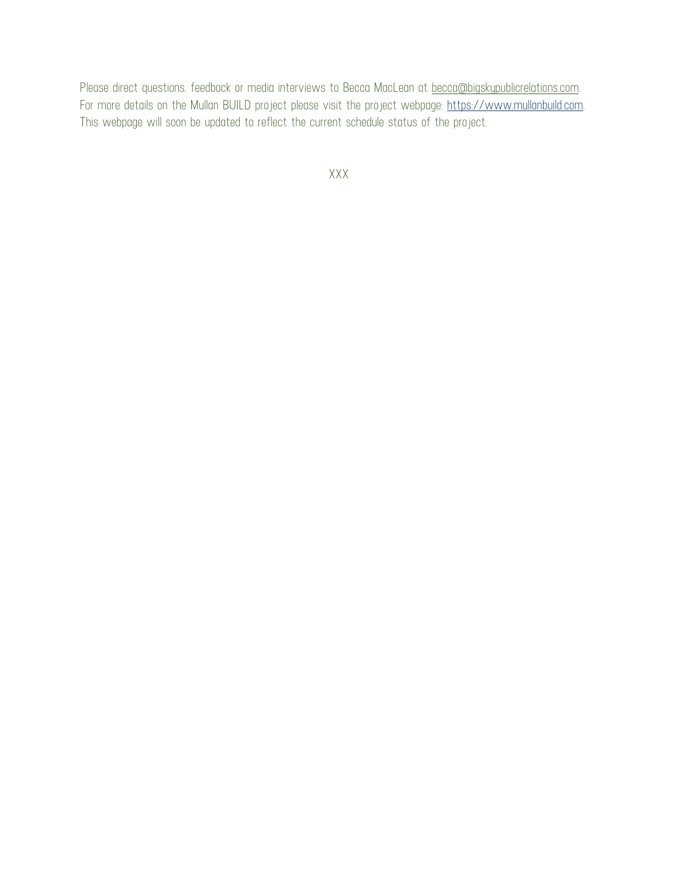Please direct questions, feedback or media interviews to Becca MacLean at becca@bigskypublicrelations.com. For more details on the Mullan BUILD project please visit the project webpage: https://www.mullanbuild.com. This webpage will soon be updated to reflect the current schedule status of the project.

XXX